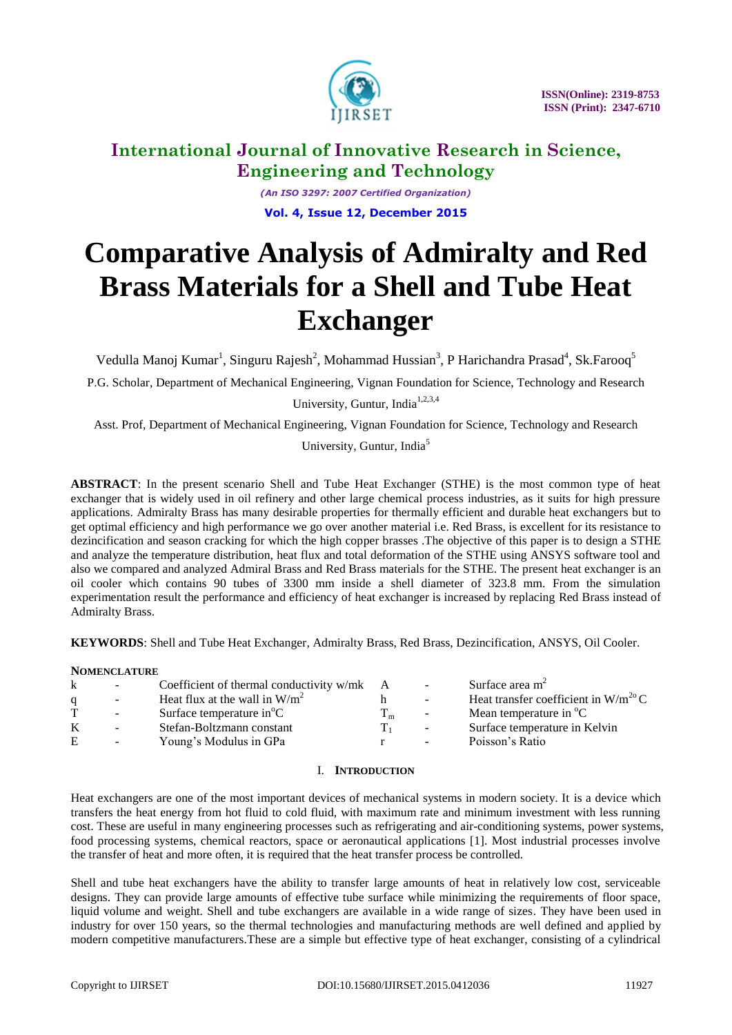# International Journal of Innovative Research in Science, Engineering and Technology

*(An ISO 3297: 2007 Certified Organization)*

**Vol. 4, Issue 12, December 2015**

# Comparative Analysis of Admiralty and Red Brass Materials for a Shell and Tube Heat Exchanger

Vedulla Manoj Kumar[1], Singuru Rajesh[2], Mohammad Hussian[3], P Harichandra Prasad[4], Sk.Farooq[5]

P.G. Scholar, Department of Mechanical Engineering, Vignan Foundation for Science, Technology and Research University, Guntur, India[1,2,3,4]

Asst. Prof, Department of Mechanical Engineering, Vignan Foundation for Science, Technology and Research University, Guntur, India[5]

**ABSTRACT**: In the present scenario Shell and Tube Heat Exchanger (STHE) is the most common type of heat exchanger that is widely used in oil refinery and other large chemical process industries, as it suits for high pressure applications. Admiralty Brass has many desirable properties for thermally efficient and durable heat exchangers but to get optimal efficiency and high performance we go over another material i.e. Red Brass, is excellent for its resistance to dezincification and season cracking for which the high copper brasses .The objective of this paper is to design a STHE and analyze the temperature distribution, heat flux and total deformation of the STHE using ANSYS software tool and also we compared and analyzed Admiral Brass and Red Brass materials for the STHE. The present heat exchanger is an oil cooler which contains 90 tubes of 3300 mm inside a shell diameter of 323.8 mm. From the simulation experimentation result the performance and efficiency of heat exchanger is increased by replacing Red Brass instead of Admiralty Brass.

**KEYWORDS**: Shell and Tube Heat Exchanger, Admiralty Brass, Red Brass, Dezincification, ANSYS, Oil Cooler.

**NOMENCLATURE**

| | | | | | |
|---|---|---|---|---|---|
| k | - | Coefficient of thermal conductivity w/mk | A | - | Surface area $m^2$ |
| q | - | Heat flux at the wall in $W/m^2$ | h | - | Heat transfer coefficient in $W/m^{2o}C$ |
| T | - | Surface temperature in$^oC$ | $T_m$ | - | Mean temperature in $^oC$ |
| K | - | Stefan-Boltzmann constant | $T_1$ | - | Surface temperature in Kelvin |
| E | - | Young's Modulus in GPa | r | - | Poisson's Ratio |

## I. INTRODUCTION

Heat exchangers are one of the most important devices of mechanical systems in modern society. It is a device which transfers the heat energy from hot fluid to cold fluid, with maximum rate and minimum investment with less running cost. These are useful in many engineering processes such as refrigerating and air-conditioning systems, power systems, food processing systems, chemical reactors, space or aeronautical applications [1]. Most industrial processes involve the transfer of heat and more often, it is required that the heat transfer process be controlled.

Shell and tube heat exchangers have the ability to transfer large amounts of heat in relatively low cost, serviceable designs. They can provide large amounts of effective tube surface while minimizing the requirements of floor space, liquid volume and weight. Shell and tube exchangers are available in a wide range of sizes. They have been used in industry for over 150 years, so the thermal technologies and manufacturing methods are well defined and applied by modern competitive manufacturers.These are a simple but effective type of heat exchanger, consisting of a cylindrical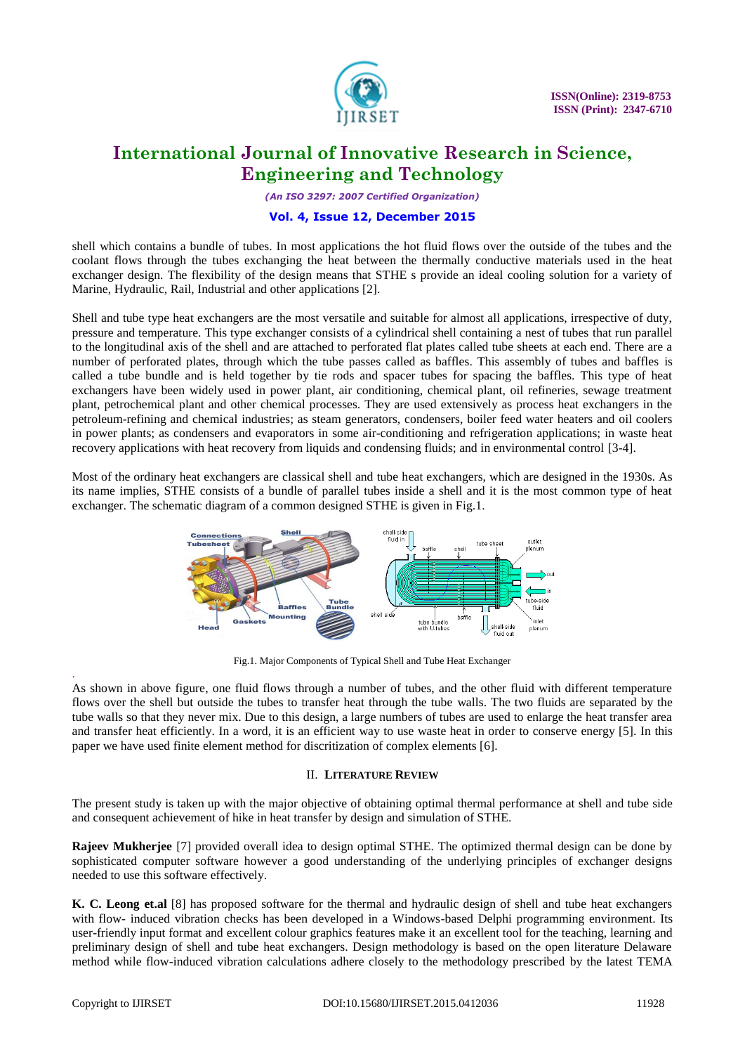shell which contains a bundle of tubes. In most applications the hot fluid flows over the outside of the tubes and the coolant flows through the tubes exchanging the heat between the thermally conductive materials used in the heat exchanger design. The flexibility of the design means that STHE s provide an ideal cooling solution for a variety of Marine, Hydraulic, Rail, Industrial and other applications [2].

Shell and tube type heat exchangers are the most versatile and suitable for almost all applications, irrespective of duty, pressure and temperature. This type exchanger consists of a cylindrical shell containing a nest of tubes that run parallel to the longitudinal axis of the shell and are attached to perforated flat plates called tube sheets at each end. There are a number of perforated plates, through which the tube passes called as baffles. This assembly of tubes and baffles is called a tube bundle and is held together by tie rods and spacer tubes for spacing the baffles. This type of heat exchangers have been widely used in power plant, air conditioning, chemical plant, oil refineries, sewage treatment plant, petrochemical plant and other chemical processes. They are used extensively as process heat exchangers in the petroleum-refining and chemical industries; as steam generators, condensers, boiler feed water heaters and oil coolers in power plants; as condensers and evaporators in some air-conditioning and refrigeration applications; in waste heat recovery applications with heat recovery from liquids and condensing fluids; and in environmental control [3-4].

Most of the ordinary heat exchangers are classical shell and tube heat exchangers, which are designed in the 1930s. As its name implies, STHE consists of a bundle of parallel tubes inside a shell and it is the most common type of heat exchanger. The schematic diagram of a common designed STHE is given in Fig.1.

Fig.1. Major Components of Typical Shell and Tube Heat Exchanger

As shown in above figure, one fluid flows through a number of tubes, and the other fluid with different temperature flows over the shell but outside the tubes to transfer heat through the tube walls. The two fluids are separated by the tube walls so that they never mix. Due to this design, a large numbers of tubes are used to enlarge the heat transfer area and transfer heat efficiently. In a word, it is an efficient way to use waste heat in order to conserve energy [5]. In this paper we have used finite element method for discritization of complex elements [6].

## II. LITERATURE REVIEW

The present study is taken up with the major objective of obtaining optimal thermal performance at shell and tube side and consequent achievement of hike in heat transfer by design and simulation of STHE.

**Rajeev Mukherjee** [7] provided overall idea to design optimal STHE. The optimized thermal design can be done by sophisticated computer software however a good understanding of the underlying principles of exchanger designs needed to use this software effectively.

**K. C. Leong et.al** [8] has proposed software for the thermal and hydraulic design of shell and tube heat exchangers with flow- induced vibration checks has been developed in a Windows-based Delphi programming environment. Its user-friendly input format and excellent colour graphics features make it an excellent tool for the teaching, learning and preliminary design of shell and tube heat exchangers. Design methodology is based on the open literature Delaware method while flow-induced vibration calculations adhere closely to the methodology prescribed by the latest TEMA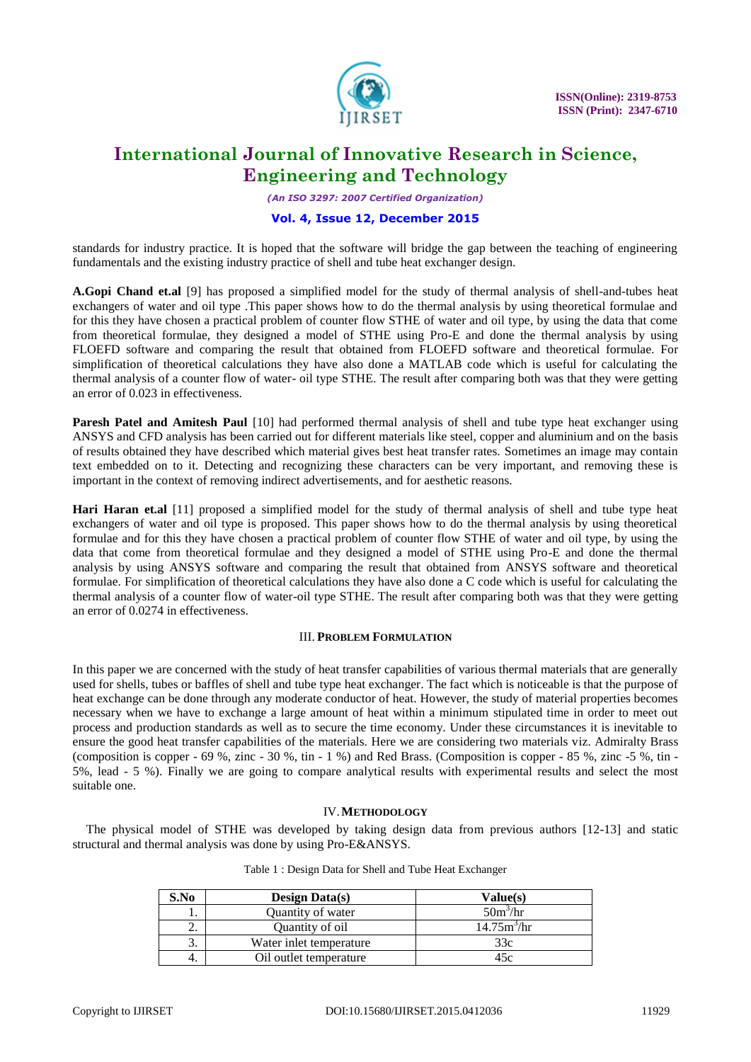standards for industry practice. It is hoped that the software will bridge the gap between the teaching of engineering fundamentals and the existing industry practice of shell and tube heat exchanger design.

**A.Gopi Chand et.al** [9] has proposed a simplified model for the study of thermal analysis of shell-and-tubes heat exchangers of water and oil type .This paper shows how to do the thermal analysis by using theoretical formulae and for this they have chosen a practical problem of counter flow STHE of water and oil type, by using the data that come from theoretical formulae, they designed a model of STHE using Pro-E and done the thermal analysis by using FLOEFD software and comparing the result that obtained from FLOEFD software and theoretical formulae. For simplification of theoretical calculations they have also done a MATLAB code which is useful for calculating the thermal analysis of a counter flow of water- oil type STHE. The result after comparing both was that they were getting an error of 0.023 in effectiveness.

**Paresh Patel and Amitesh Paul** [10] had performed thermal analysis of shell and tube type heat exchanger using ANSYS and CFD analysis has been carried out for different materials like steel, copper and aluminium and on the basis of results obtained they have described which material gives best heat transfer rates. Sometimes an image may contain text embedded on to it. Detecting and recognizing these characters can be very important, and removing these is important in the context of removing indirect advertisements, and for aesthetic reasons.

**Hari Haran et.al** [11] proposed a simplified model for the study of thermal analysis of shell and tube type heat exchangers of water and oil type is proposed. This paper shows how to do the thermal analysis by using theoretical formulae and for this they have chosen a practical problem of counter flow STHE of water and oil type, by using the data that come from theoretical formulae and they designed a model of STHE using Pro-E and done the thermal analysis by using ANSYS software and comparing the result that obtained from ANSYS software and theoretical formulae. For simplification of theoretical calculations they have also done a C code which is useful for calculating the thermal analysis of a counter flow of water-oil type STHE. The result after comparing both was that they were getting an error of 0.0274 in effectiveness.

## III. PROBLEM FORMULATION

In this paper we are concerned with the study of heat transfer capabilities of various thermal materials that are generally used for shells, tubes or baffles of shell and tube type heat exchanger. The fact which is noticeable is that the purpose of heat exchange can be done through any moderate conductor of heat. However, the study of material properties becomes necessary when we have to exchange a large amount of heat within a minimum stipulated time in order to meet out process and production standards as well as to secure the time economy. Under these circumstances it is inevitable to ensure the good heat transfer capabilities of the materials. Here we are considering two materials viz. Admiralty Brass (composition is copper - 69 %, zinc - 30 %, tin - 1 %) and Red Brass. (Composition is copper - 85 %, zinc -5 %, tin - 5%, lead - 5 %). Finally we are going to compare analytical results with experimental results and select the most suitable one.

## IV. METHODOLOGY

The physical model of STHE was developed by taking design data from previous authors [12-13] and static structural and thermal analysis was done by using Pro-E&ANSYS.

Table 1 : Design Data for Shell and Tube Heat Exchanger

| S.No | Design Data(s) | Value(s) |
|---|---|---|
| 1. | Quantity of water | $50m^3/hr$ |
| 2. | Quantity of oil | $14.75m^3/hr$ |
| 3. | Water inlet temperature | 33c |
| 4. | Oil outlet temperature | 45c |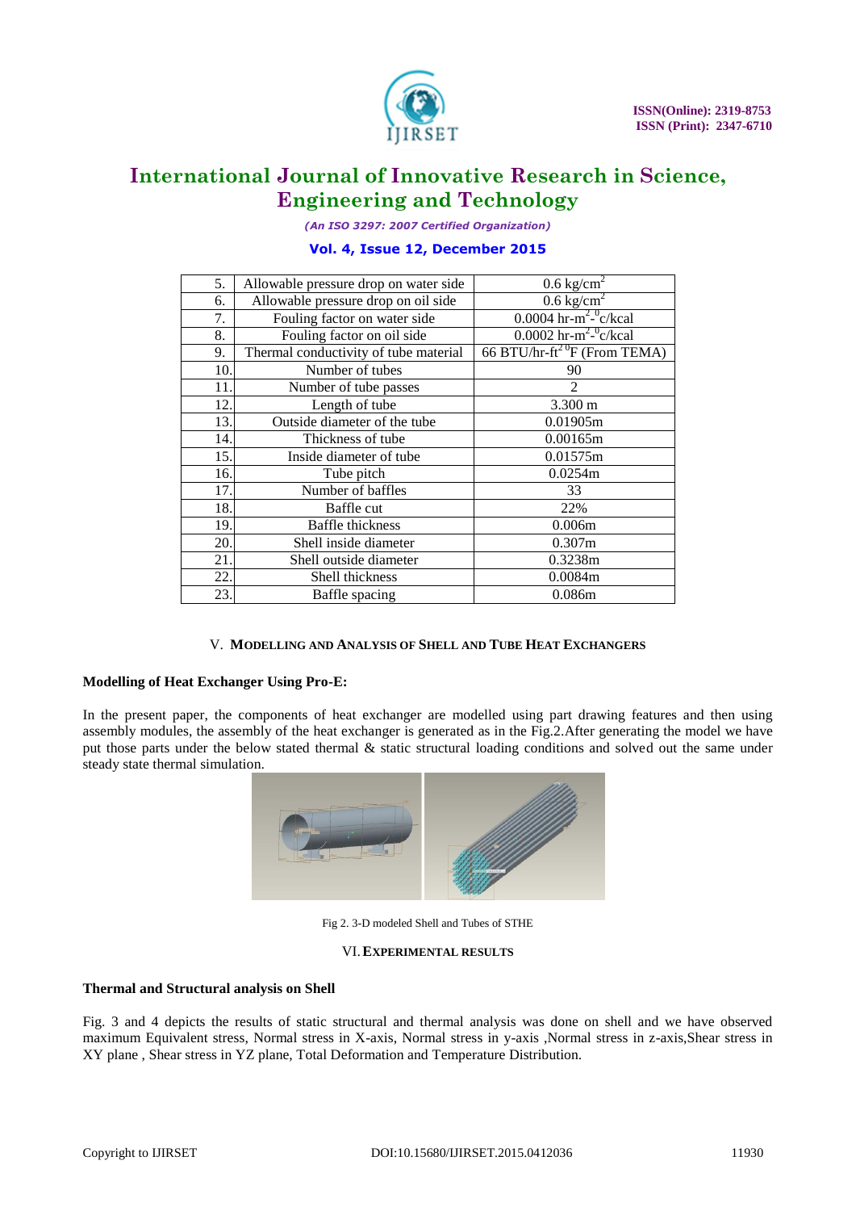| 5. | Allowable pressure drop on water side | 0.6 $kg/cm^2$ |
|---|---|---|
| 6. | Allowable pressure drop on oil side | 0.6 $kg/cm^2$ |
| 7. | Fouling factor on water side | 0.0004 $hr\text{-}m^2\text{-}^0c/kcal$ |
| 8. | Fouling factor on oil side | 0.0002 $hr\text{-}m^2\text{-}^0c/kcal$ |
| 9. | Thermal conductivity of tube material | 66 $BTU/hr\text{-}ft^2\,^0F$ (From TEMA) |
| 10. | Number of tubes | 90 |
| 11. | Number of tube passes | 2 |
| 12. | Length of tube | 3.300 m |
| 13. | Outside diameter of the tube | 0.01905m |
| 14. | Thickness of tube | 0.00165m |
| 15. | Inside diameter of tube | 0.01575m |
| 16. | Tube pitch | 0.0254m |
| 17. | Number of baffles | 33 |
| 18. | Baffle cut | 22% |
| 19. | Baffle thickness | 0.006m |
| 20. | Shell inside diameter | 0.307m |
| 21. | Shell outside diameter | 0.3238m |
| 22. | Shell thickness | 0.0084m |
| 23. | Baffle spacing | 0.086m |

## V. MODELLING AND ANALYSIS OF SHELL AND TUBE HEAT EXCHANGERS

**Modelling of Heat Exchanger Using Pro-E:**

In the present paper, the components of heat exchanger are modelled using part drawing features and then using assembly modules, the assembly of the heat exchanger is generated as in the Fig.2.After generating the model we have put those parts under the below stated thermal & static structural loading conditions and solved out the same under steady state thermal simulation.

Fig 2. 3-D modeled Shell and Tubes of STHE

## VI. EXPERIMENTAL RESULTS

**Thermal and Structural analysis on Shell**

Fig. 3 and 4 depicts the results of static structural and thermal analysis was done on shell and we have observed maximum Equivalent stress, Normal stress in X-axis, Normal stress in y-axis ,Normal stress in z-axis,Shear stress in XY plane , Shear stress in YZ plane, Total Deformation and Temperature Distribution.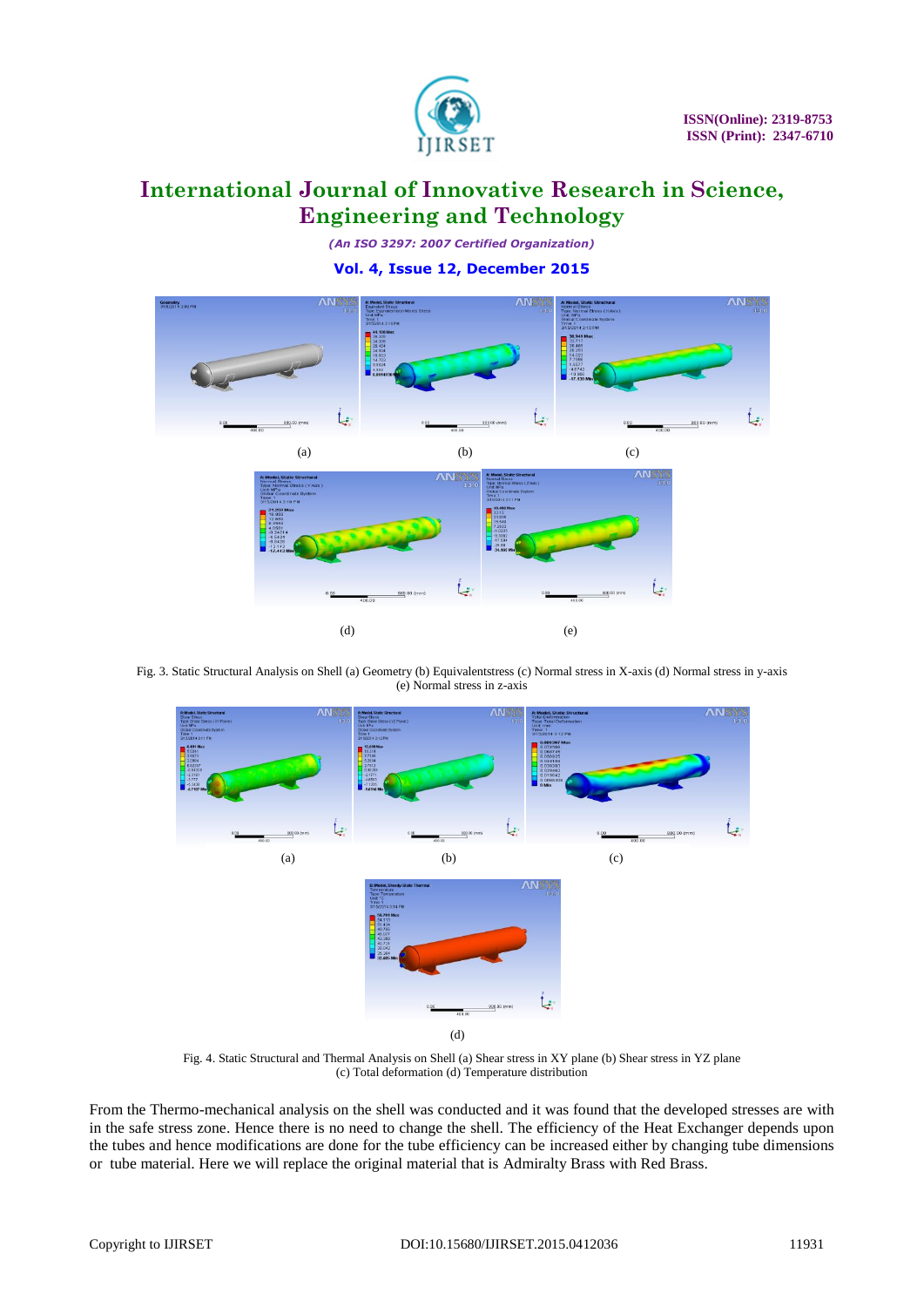(a) (b) (c)

(d) (e)

Fig. 3. Static Structural Analysis on Shell (a) Geometry (b) Equivalentstress (c) Normal stress in X-axis (d) Normal stress in y-axis (e) Normal stress in z-axis

(a) (b) (c)

(d)

Fig. 4. Static Structural and Thermal Analysis on Shell (a) Shear stress in XY plane (b) Shear stress in YZ plane (c) Total deformation (d) Temperature distribution

From the Thermo-mechanical analysis on the shell was conducted and it was found that the developed stresses are with in the safe stress zone. Hence there is no need to change the shell. The efficiency of the Heat Exchanger depends upon the tubes and hence modifications are done for the tube efficiency can be increased either by changing tube dimensions or tube material. Here we will replace the original material that is Admiralty Brass with Red Brass.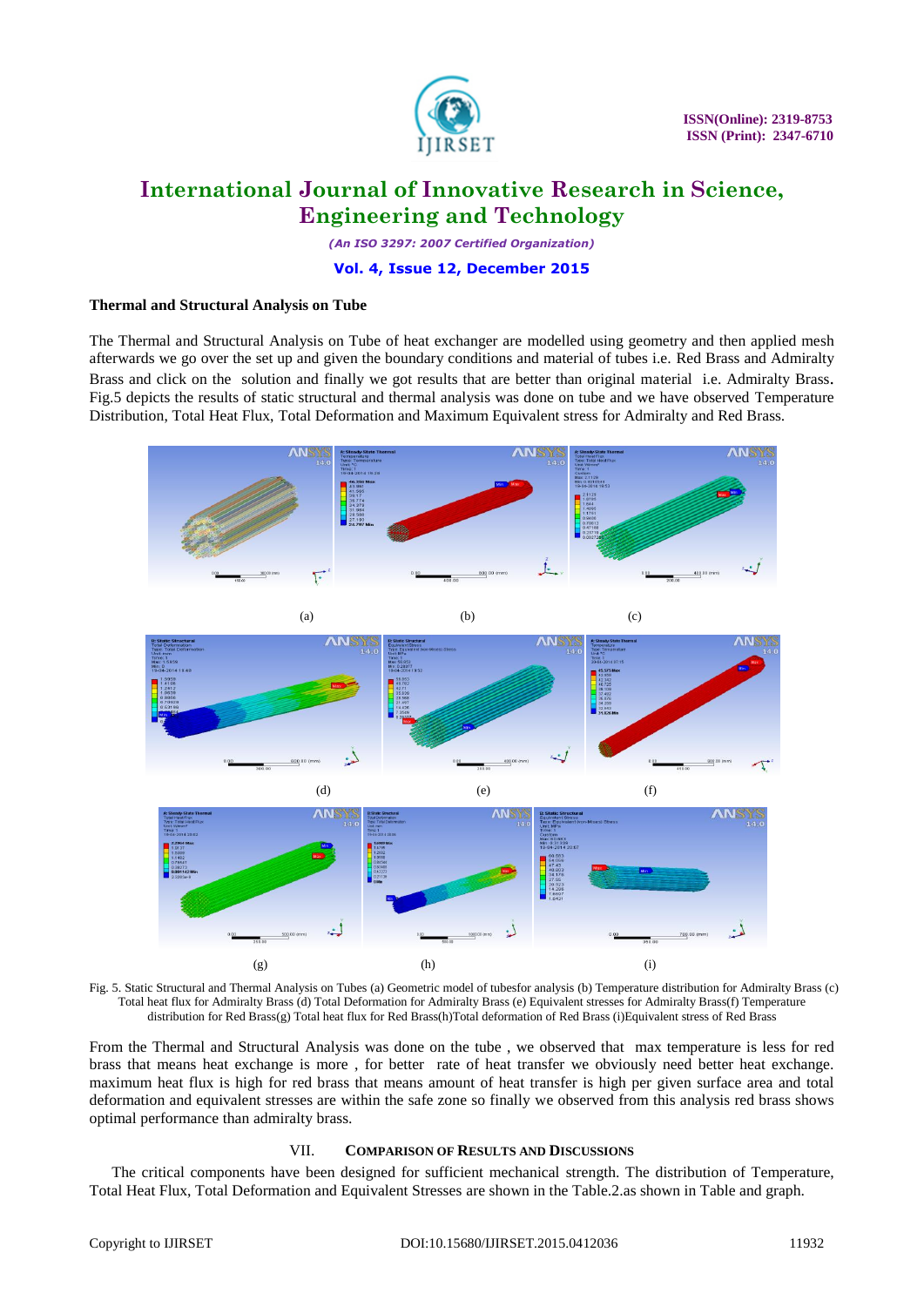### Thermal and Structural Analysis on Tube

The Thermal and Structural Analysis on Tube of heat exchanger are modelled using geometry and then applied mesh afterwards we go over the set up and given the boundary conditions and material of tubes i.e. Red Brass and Admiralty Brass and click on the solution and finally we got results that are better than original material i.e. Admiralty Brass. Fig.5 depicts the results of static structural and thermal analysis was done on tube and we have observed Temperature Distribution, Total Heat Flux, Total Deformation and Maximum Equivalent stress for Admiralty and Red Brass.

Fig. 5. Static Structural and Thermal Analysis on Tubes (a) Geometric model of tubesfor analysis (b) Temperature distribution for Admiralty Brass (c) Total heat flux for Admiralty Brass (d) Total Deformation for Admiralty Brass (e) Equivalent stresses for Admiralty Brass(f) Temperature distribution for Red Brass(g) Total heat flux for Red Brass(h)Total deformation of Red Brass (i)Equivalent stress of Red Brass

From the Thermal and Structural Analysis was done on the tube , we observed that max temperature is less for red brass that means heat exchange is more , for better rate of heat transfer we obviously need better heat exchange. maximum heat flux is high for red brass that means amount of heat transfer is high per given surface area and total deformation and equivalent stresses are within the safe zone so finally we observed from this analysis red brass shows optimal performance than admiralty brass.

## VII. COMPARISON OF RESULTS AND DISCUSSIONS

The critical components have been designed for sufficient mechanical strength. The distribution of Temperature, Total Heat Flux, Total Deformation and Equivalent Stresses are shown in the Table.2.as shown in Table and graph.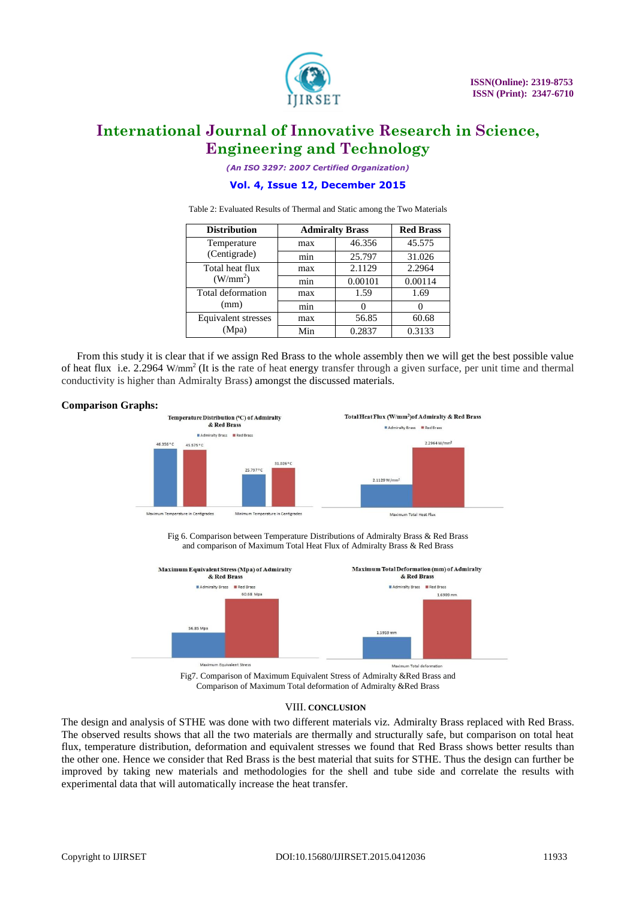Table 2: Evaluated Results of Thermal and Static among the Two Materials

| Distribution | Admiralty Brass | | Red Brass |
|---|---|---|---|
| Temperature (Centigrade) | max | 46.356 | 45.575 |
| | min | 25.797 | 31.026 |
| Total heat flux ($W/mm^2$) | max | 2.1129 | 2.2964 |
| | min | 0.00101 | 0.00114 |
| Total deformation (mm) | max | 1.59 | 1.69 |
| | min | 0 | 0 |
| Equivalent stresses (Mpa) | max | 56.85 | 60.68 |
| | Min | 0.2837 | 0.3133 |

From this study it is clear that if we assign Red Brass to the whole assembly then we will get the best possible value of heat flux i.e. 2.2964 $W/mm^2$ (It is the rate of heat energy transfer through a given surface, per unit time and thermal conductivity is higher than Admiralty Brass) amongst the discussed materials.

**Comparison Graphs:**

Fig 6. Comparison between Temperature Distributions of Admiralty Brass & Red Brass and comparison of Maximum Total Heat Flux of Admiralty Brass & Red Brass

Fig7. Comparison of Maximum Equivalent Stress of Admiralty &Red Brass and Comparison of Maximum Total deformation of Admiralty &Red Brass

## VIII. CONCLUSION

The design and analysis of STHE was done with two different materials viz. Admiralty Brass replaced with Red Brass. The observed results shows that all the two materials are thermally and structurally safe, but comparison on total heat flux, temperature distribution, deformation and equivalent stresses we found that Red Brass shows better results than the other one. Hence we consider that Red Brass is the best material that suits for STHE. Thus the design can further be improved by taking new materials and methodologies for the shell and tube side and correlate the results with experimental data that will automatically increase the heat transfer.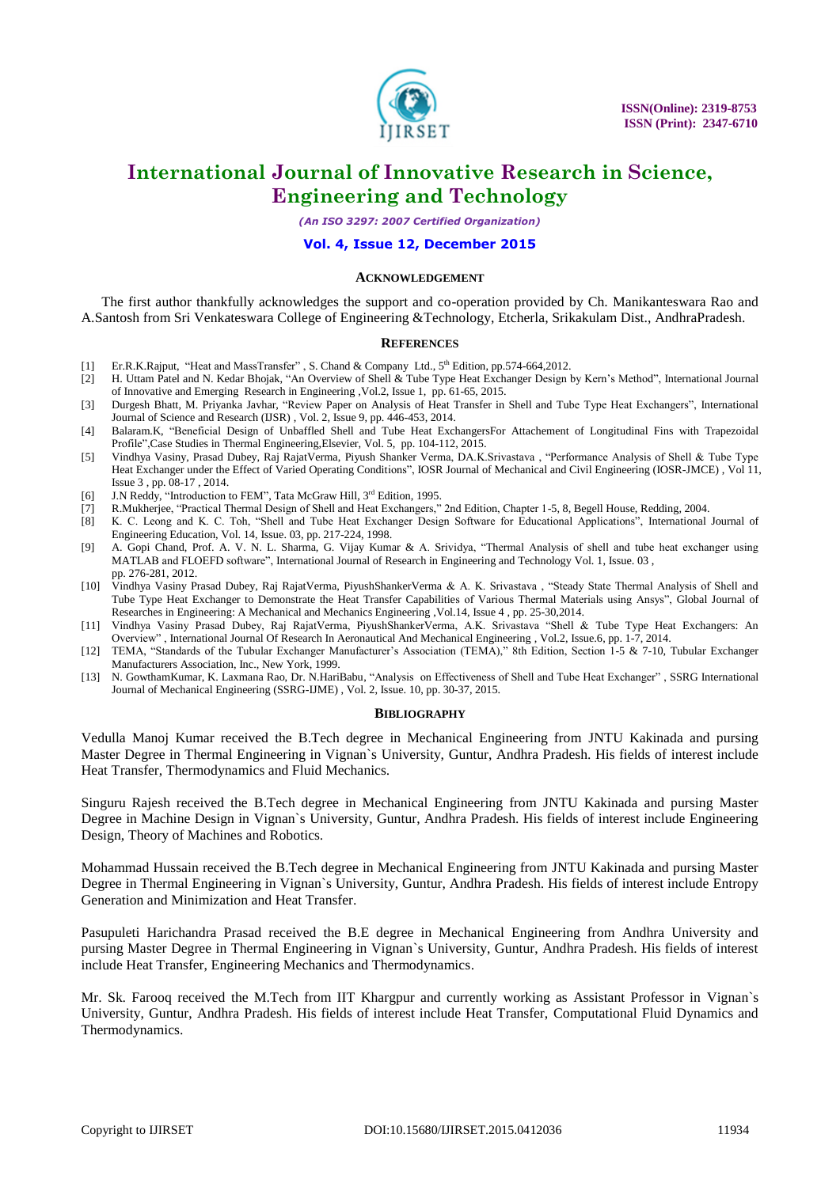## ACKNOWLEDGEMENT

The first author thankfully acknowledges the support and co-operation provided by Ch. Manikanteswara Rao and A.Santosh from Sri Venkateswara College of Engineering &Technology, Etcherla, Srikakulam Dist., AndhraPradesh.

## REFERENCES

[1] Er.R.K.Rajput, "Heat and MassTransfer" , S. Chand & Company Ltd., 5th Edition, pp.574-664,2012.

[2] H. Uttam Patel and N. Kedar Bhojak, "An Overview of Shell & Tube Type Heat Exchanger Design by Kern's Method", International Journal of Innovative and Emerging Research in Engineering ,Vol.2, Issue 1, pp. 61-65, 2015.

[3] Durgesh Bhatt, M. Priyanka Javhar, "Review Paper on Analysis of Heat Transfer in Shell and Tube Type Heat Exchangers", International Journal of Science and Research (IJSR) , Vol. 2, Issue 9, pp. 446-453, 2014.

[4] Balaram.K, "Beneficial Design of Unbaffled Shell and Tube Heat ExchangersFor Attachement of Longitudinal Fins with Trapezoidal Profile",Case Studies in Thermal Engineering,Elsevier, Vol. 5, pp. 104-112, 2015.

[5] Vindhya Vasiny, Prasad Dubey, Raj RajatVerma, Piyush Shanker Verma, DA.K.Srivastava , "Performance Analysis of Shell & Tube Type Heat Exchanger under the Effect of Varied Operating Conditions", IOSR Journal of Mechanical and Civil Engineering (IOSR-JMCE) , Vol 11, Issue 3 , pp. 08-17 , 2014.

[6] J.N Reddy, "Introduction to FEM", Tata McGraw Hill, 3rd Edition, 1995.

[7] R.Mukherjee, "Practical Thermal Design of Shell and Heat Exchangers," 2nd Edition, Chapter 1-5, 8, Begell House, Redding, 2004.

[8] K. C. Leong and K. C. Toh, "Shell and Tube Heat Exchanger Design Software for Educational Applications", International Journal of Engineering Education, Vol. 14, Issue. 03, pp. 217-224, 1998.

[9] A. Gopi Chand, Prof. A. V. N. L. Sharma, G. Vijay Kumar & A. Srividya, "Thermal Analysis of shell and tube heat exchanger using MATLAB and FLOEFD software", International Journal of Research in Engineering and Technology Vol. 1, Issue. 03 , pp. 276-281, 2012.

[10] Vindhya Vasiny Prasad Dubey, Raj RajatVerma, PiyushShankerVerma & A. K. Srivastava , "Steady State Thermal Analysis of Shell and Tube Type Heat Exchanger to Demonstrate the Heat Transfer Capabilities of Various Thermal Materials using Ansys", Global Journal of Researches in Engineering: A Mechanical and Mechanics Engineering ,Vol.14, Issue 4 , pp. 25-30,2014.

[11] Vindhya Vasiny Prasad Dubey, Raj RajatVerma, PiyushShankerVerma, A.K. Srivastava "Shell & Tube Type Heat Exchangers: An Overview" , International Journal Of Research In Aeronautical And Mechanical Engineering , Vol.2, Issue.6, pp. 1-7, 2014.

[12] TEMA, "Standards of the Tubular Exchanger Manufacturer's Association (TEMA)," 8th Edition, Section 1-5 & 7-10, Tubular Exchanger Manufacturers Association, Inc., New York, 1999.

[13] N. GowthamKumar, K. Laxmana Rao, Dr. N.HariBabu, "Analysis on Effectiveness of Shell and Tube Heat Exchanger" , SSRG International Journal of Mechanical Engineering (SSRG-IJME) , Vol. 2, Issue. 10, pp. 30-37, 2015.

## BIBLIOGRAPHY

Vedulla Manoj Kumar received the B.Tech degree in Mechanical Engineering from JNTU Kakinada and pursing Master Degree in Thermal Engineering in Vignan`s University, Guntur, Andhra Pradesh. His fields of interest include Heat Transfer, Thermodynamics and Fluid Mechanics.

Singuru Rajesh received the B.Tech degree in Mechanical Engineering from JNTU Kakinada and pursing Master Degree in Machine Design in Vignan`s University, Guntur, Andhra Pradesh. His fields of interest include Engineering Design, Theory of Machines and Robotics.

Mohammad Hussain received the B.Tech degree in Mechanical Engineering from JNTU Kakinada and pursing Master Degree in Thermal Engineering in Vignan`s University, Guntur, Andhra Pradesh. His fields of interest include Entropy Generation and Minimization and Heat Transfer.

Pasupuleti Harichandra Prasad received the B.E degree in Mechanical Engineering from Andhra University and pursing Master Degree in Thermal Engineering in Vignan`s University, Guntur, Andhra Pradesh. His fields of interest include Heat Transfer, Engineering Mechanics and Thermodynamics.

Mr. Sk. Farooq received the M.Tech from IIT Khargpur and currently working as Assistant Professor in Vignan`s University, Guntur, Andhra Pradesh. His fields of interest include Heat Transfer, Computational Fluid Dynamics and Thermodynamics.